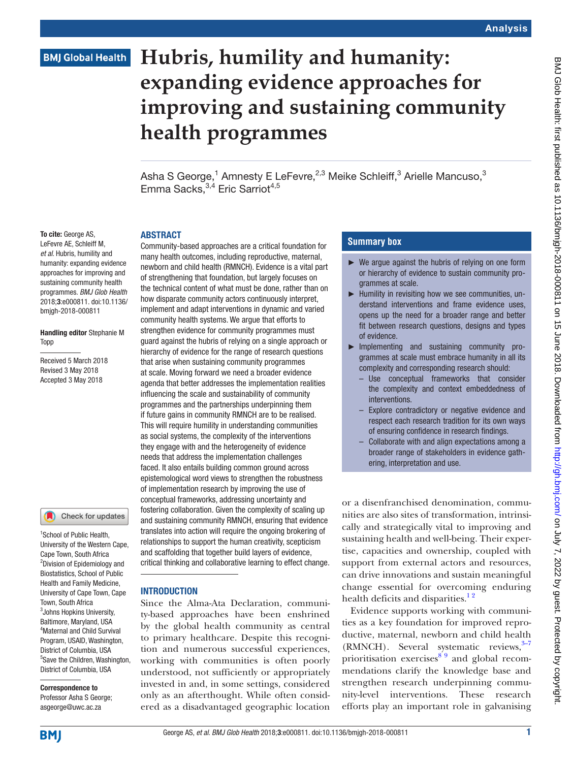# Hubris, humility and humanity: expanding evidence approaches for improving and sustaining community health programmes

Asha S George,[1] Amnesty E LeFevre,[2,3] Meike Schleiff,[3] Arielle Mancuso,[3] Emma Sacks,[3,4] Eric Sarriot[4,5]

**To cite:** George AS, LeFevre AE, Schleiff M, *et al*. Hubris, humility and humanity: expanding evidence approaches for improving and sustaining community health programmes. *BMJ Glob Health* 2018;**3**:e000811. doi:10.1136/bmjgh-2018-000811

**Handling editor** Stephanie M Topp

Received 5 March 2018
Revised 3 May 2018
Accepted 3 May 2018

[1]School of Public Health, University of the Western Cape, Cape Town, South Africa
[2]Division of Epidemiology and Biostatistics, School of Public Health and Family Medicine, University of Cape Town, Cape Town, South Africa
[3]Johns Hopkins University, Baltimore, Maryland, USA
[4]Maternal and Child Survival Program, USAID, Washington, District of Columbia, USA
[5]Save the Children, Washington, District of Columbia, USA

**Correspondence to**
Professor Asha S George; asgeorge@uwc.ac.za

## ABSTRACT

Community-based approaches are a critical foundation for many health outcomes, including reproductive, maternal, newborn and child health (RMNCH). Evidence is a vital part of strengthening that foundation, but largely focuses on the technical content of what must be done, rather than on how disparate community actors continuously interpret, implement and adapt interventions in dynamic and varied community health systems. We argue that efforts to strengthen evidence for community programmes must guard against the hubris of relying on a single approach or hierarchy of evidence for the range of research questions that arise when sustaining community programmes at scale. Moving forward we need a broader evidence agenda that better addresses the implementation realities influencing the scale and sustainability of community programmes and the partnerships underpinning them if future gains in community RMNCH are to be realised. This will require humility in understanding communities as social systems, the complexity of the interventions they engage with and the heterogeneity of evidence needs that address the implementation challenges faced. It also entails building common ground across epistemological word views to strengthen the robustness of implementation research by improving the use of conceptual frameworks, addressing uncertainty and fostering collaboration. Given the complexity of scaling up and sustaining community RMNCH, ensuring that evidence translates into action will require the ongoing brokering of relationships to support the human creativity, scepticism and scaffolding that together build layers of evidence, critical thinking and collaborative learning to effect change.

## Summary box

- We argue against the hubris of relying on one form or hierarchy of evidence to sustain community programmes at scale.
- Humility in revisiting how we see communities, understand interventions and frame evidence uses, opens up the need for a broader range and better fit between research questions, designs and types of evidence.
- Implementing and sustaining community programmes at scale must embrace humanity in all its complexity and corresponding research should:
  - Use conceptual frameworks that consider the complexity and context embeddedness of interventions.
  - Explore contradictory or negative evidence and respect each research tradition for its own ways of ensuring confidence in research findings.
  - Collaborate with and align expectations among a broader range of stakeholders in evidence gathering, interpretation and use.

## INTRODUCTION

Since the Alma-Ata Declaration, community-based approaches have been enshrined by the global health community as central to primary healthcare. Despite this recognition and numerous successful experiences, working with communities is often poorly understood, not sufficiently or appropriately invested in and, in some settings, considered only as an afterthought. While often considered as a disadvantaged geographic location or a disenfranchised denomination, communities are also sites of transformation, intrinsically and strategically vital to improving and sustaining health and well-being. Their expertise, capacities and ownership, coupled with support from external actors and resources, can drive innovations and sustain meaningful change essential for overcoming enduring health deficits and disparities.[1 2]

Evidence supports working with communities as a key foundation for improved reproductive, maternal, newborn and child health (RMNCH). Several systematic reviews,[3–7] prioritisation exercises[8 9] and global recommendations clarify the knowledge base and strengthen research underpinning community-level interventions. These research efforts play an important role in galvanising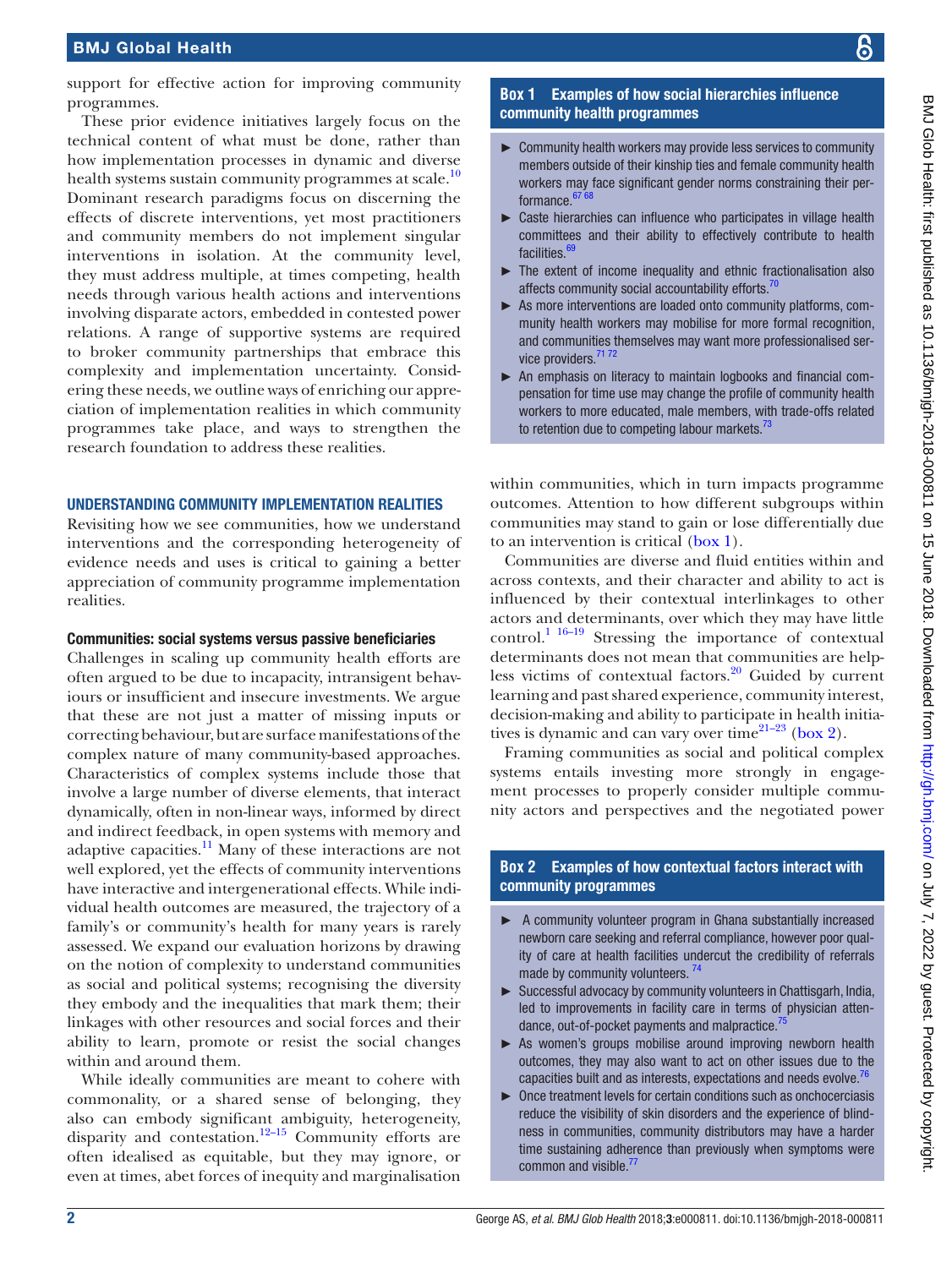support for effective action for improving community programmes.

These prior evidence initiatives largely focus on the technical content of what must be done, rather than how implementation processes in dynamic and diverse health systems sustain community programmes at scale.[10] Dominant research paradigms focus on discerning the effects of discrete interventions, yet most practitioners and community members do not implement singular interventions in isolation. At the community level, they must address multiple, at times competing, health needs through various health actions and interventions involving disparate actors, embedded in contested power relations. A range of supportive systems are required to broker community partnerships that embrace this complexity and implementation uncertainty. Considering these needs, we outline ways of enriching our appreciation of implementation realities in which community programmes take place, and ways to strengthen the research foundation to address these realities.

## UNDERSTANDING COMMUNITY IMPLEMENTATION REALITIES

Revisiting how we see communities, how we understand interventions and the corresponding heterogeneity of evidence needs and uses is critical to gaining a better appreciation of community programme implementation realities.

### Communities: social systems versus passive beneficiaries

Challenges in scaling up community health efforts are often argued to be due to incapacity, intransigent behaviours or insufficient and insecure investments. We argue that these are not just a matter of missing inputs or correcting behaviour, but are surface manifestations of the complex nature of many community-based approaches. Characteristics of complex systems include those that involve a large number of diverse elements, that interact dynamically, often in non-linear ways, informed by direct and indirect feedback, in open systems with memory and adaptive capacities.[11] Many of these interactions are not well explored, yet the effects of community interventions have interactive and intergenerational effects. While individual health outcomes are measured, the trajectory of a family's or community's health for many years is rarely assessed. We expand our evaluation horizons by drawing on the notion of complexity to understand communities as social and political systems; recognising the diversity they embody and the inequalities that mark them; their linkages with other resources and social forces and their ability to learn, promote or resist the social changes within and around them.

While ideally communities are meant to cohere with commonality, or a shared sense of belonging, they also can embody significant ambiguity, heterogeneity, disparity and contestation.[12–15] Community efforts are often idealised as equitable, but they may ignore, or even at times, abet forces of inequity and marginalisation within communities, which in turn impacts programme outcomes. Attention to how different subgroups within communities may stand to gain or lose differentially due to an intervention is critical (box 1).

**Box 1 Examples of how social hierarchies influence community health programmes**

- Community health workers may provide less services to community members outside of their kinship ties and female community health workers may face significant gender norms constraining their performance.[67 68]
- Caste hierarchies can influence who participates in village health committees and their ability to effectively contribute to health facilities.[69]
- The extent of income inequality and ethnic fractionalisation also affects community social accountability efforts.[70]
- As more interventions are loaded onto community platforms, community health workers may mobilise for more formal recognition, and communities themselves may want more professionalised service providers.[71 72]
- An emphasis on literacy to maintain logbooks and financial compensation for time use may change the profile of community health workers to more educated, male members, with trade-offs related to retention due to competing labour markets.[73]

Communities are diverse and fluid entities within and across contexts, and their character and ability to act is influenced by their contextual interlinkages to other actors and determinants, over which they may have little control.[1 16–19] Stressing the importance of contextual determinants does not mean that communities are helpless victims of contextual factors.[20] Guided by current learning and past shared experience, community interest, decision-making and ability to participate in health initiatives is dynamic and can vary over time[21–23] (box 2).

Framing communities as social and political complex systems entails investing more strongly in engagement processes to properly consider multiple community actors and perspectives and the negotiated power

**Box 2 Examples of how contextual factors interact with community programmes**

- A community volunteer program in Ghana substantially increased newborn care seeking and referral compliance, however poor quality of care at health facilities undercut the credibility of referrals made by community volunteers.[74]
- Successful advocacy by community volunteers in Chattisgarh, India, led to improvements in facility care in terms of physician attendance, out-of-pocket payments and malpractice.[75]
- As women's groups mobilise around improving newborn health outcomes, they may also want to act on other issues due to the capacities built and as interests, expectations and needs evolve.[76]
- Once treatment levels for certain conditions such as onchocerciasis reduce the visibility of skin disorders and the experience of blindness in communities, community distributors may have a harder time sustaining adherence than previously when symptoms were common and visible.[77]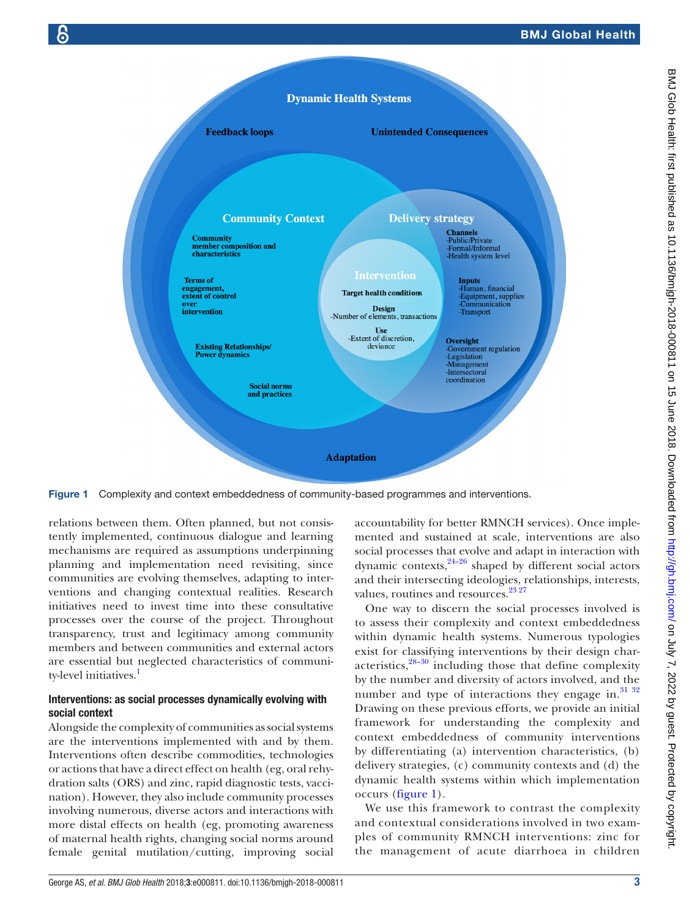Figure 1 Complexity and context embeddedness of community-based programmes and interventions.

relations between them. Often planned, but not consistently implemented, continuous dialogue and learning mechanisms are required as assumptions underpinning planning and implementation need revisiting, since communities are evolving themselves, adapting to interventions and changing contextual realities. Research initiatives need to invest time into these consultative processes over the course of the project. Throughout transparency, trust and legitimacy among community members and between communities and external actors are essential but neglected characteristics of community-level initiatives.[1]

### Interventions: as social processes dynamically evolving with social context

Alongside the complexity of communities as social systems are the interventions implemented with and by them. Interventions often describe commodities, technologies or actions that have a direct effect on health (eg, oral rehydration salts (ORS) and zinc, rapid diagnostic tests, vaccination). However, they also include community processes involving numerous, diverse actors and interactions with more distal effects on health (eg, promoting awareness of maternal health rights, changing social norms around female genital mutilation/cutting, improving social accountability for better RMNCH services). Once implemented and sustained at scale, interventions are also social processes that evolve and adapt in interaction with dynamic contexts,[24–26] shaped by different social actors and their intersecting ideologies, relationships, interests, values, routines and resources.[23 27]

One way to discern the social processes involved is to assess their complexity and context embeddedness within dynamic health systems. Numerous typologies exist for classifying interventions by their design characteristics,[28–30] including those that define complexity by the number and diversity of actors involved, and the number and type of interactions they engage in.[31 32] Drawing on these previous efforts, we provide an initial framework for understanding the complexity and context embeddedness of community interventions by differentiating (a) intervention characteristics, (b) delivery strategies, (c) community contexts and (d) the dynamic health systems within which implementation occurs (figure 1).

We use this framework to contrast the complexity and contextual considerations involved in two examples of community RMNCH interventions: zinc for the management of acute diarrhoea in children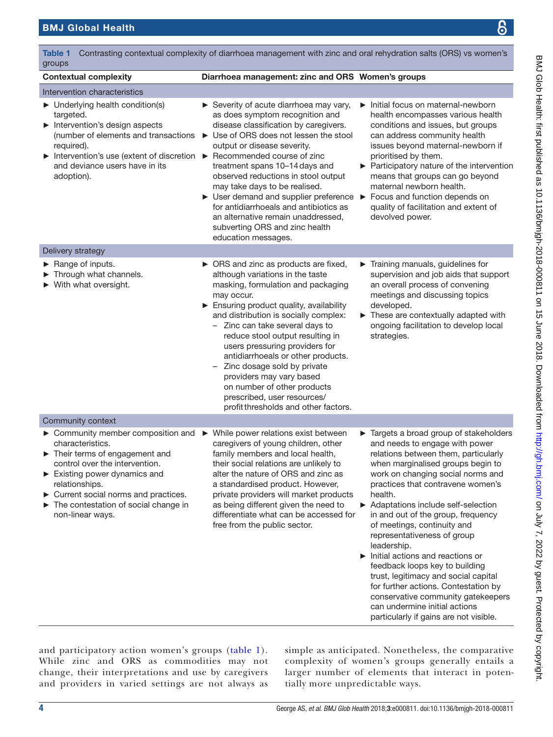**Table 1** Contrasting contextual complexity of diarrhoea management with zinc and oral rehydration salts (ORS) vs women's groups

| Contextual complexity | Diarrhoea management: zinc and ORS | Women's groups |
|---|---|---|
| **Intervention characteristics** | | |
| ► Underlying health condition(s) targeted.<br>► Intervention's design aspects (number of elements and transactions required).<br>► Intervention's use (extent of discretion and deviance users have in its adoption). | ► Severity of acute diarrhoea may vary, as does symptom recognition and disease classification by caregivers.<br>► Use of ORS does not lessen the stool output or disease severity.<br>► Recommended course of zinc treatment spans 10–14 days and observed reductions in stool output may take days to be realised.<br>► User demand and supplier preference for antidiarrhoeals and antibiotics as an alternative remain unaddressed, subverting ORS and zinc health education messages. | ► Initial focus on maternal-newborn health encompasses various health conditions and issues, but groups can address community health issues beyond maternal-newborn if prioritised by them.<br>► Participatory nature of the intervention means that groups can go beyond maternal newborn health.<br>► Focus and function depends on quality of facilitation and extent of devolved power. |
| **Delivery strategy** | | |
| ► Range of inputs.<br>► Through what channels.<br>► With what oversight. | ► ORS and zinc as products are fixed, although variations in the taste masking, formulation and packaging may occur.<br>► Ensuring product quality, availability and distribution is socially complex:<br>– Zinc can take several days to reduce stool output resulting in users pressuring providers for antidiarrhoeals or other products.<br>– Zinc dosage sold by private providers may vary based on number of other products prescribed, user resources/profit thresholds and other factors. | ► Training manuals, guidelines for supervision and job aids that support an overall process of convening meetings and discussing topics developed.<br>► These are contextually adapted with ongoing facilitation to develop local strategies. |
| **Community context** | | |
| ► Community member composition and characteristics.<br>► Their terms of engagement and control over the intervention.<br>► Existing power dynamics and relationships.<br>► Current social norms and practices.<br>► The contestation of social change in non-linear ways. | ► While power relations exist between caregivers of young children, other family members and local health, their social relations are unlikely to alter the nature of ORS and zinc as a standardised product. However, private providers will market products as being different given the need to differentiate what can be accessed for free from the public sector. | ► Targets a broad group of stakeholders and needs to engage with power relations between them, particularly when marginalised groups begin to work on changing social norms and practices that contravene women's health.<br>► Adaptations include self-selection in and out of the group, frequency of meetings, continuity and representativeness of group leadership.<br>► Initial actions and reactions or feedback loops key to building trust, legitimacy and social capital for further actions. Contestation by conservative community gatekeepers can undermine initial actions particularly if gains are not visible. |

and participatory action women's groups (table 1). While zinc and ORS as commodities may not change, their interpretations and use by caregivers and providers in varied settings are not always as simple as anticipated. Nonetheless, the comparative complexity of women's groups generally entails a larger number of elements that interact in potentially more unpredictable ways.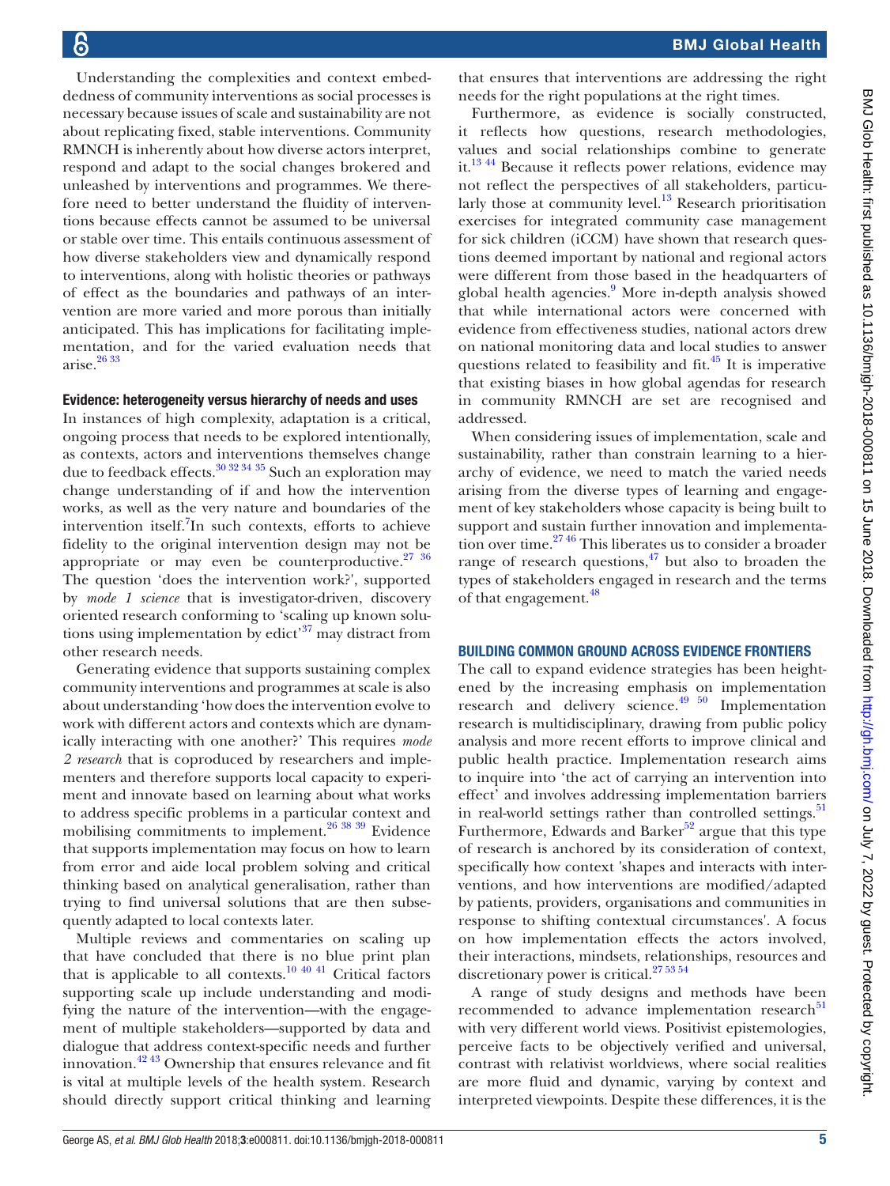Understanding the complexities and context embeddedness of community interventions as social processes is necessary because issues of scale and sustainability are not about replicating fixed, stable interventions. Community RMNCH is inherently about how diverse actors interpret, respond and adapt to the social changes brokered and unleashed by interventions and programmes. We therefore need to better understand the fluidity of interventions because effects cannot be assumed to be universal or stable over time. This entails continuous assessment of how diverse stakeholders view and dynamically respond to interventions, along with holistic theories or pathways of effect as the boundaries and pathways of an intervention are more varied and more porous than initially anticipated. This has implications for facilitating implementation, and for the varied evaluation needs that arise.[26 33]

### Evidence: heterogeneity versus hierarchy of needs and uses

In instances of high complexity, adaptation is a critical, ongoing process that needs to be explored intentionally, as contexts, actors and interventions themselves change due to feedback effects.[30 32 34 35] Such an exploration may change understanding of if and how the intervention works, as well as the very nature and boundaries of the intervention itself.[7]In such contexts, efforts to achieve fidelity to the original intervention design may not be appropriate or may even be counterproductive.[27 36] The question 'does the intervention work?', supported by *mode 1 science* that is investigator-driven, discovery oriented research conforming to 'scaling up known solutions using implementation by edict'[37] may distract from other research needs.

Generating evidence that supports sustaining complex community interventions and programmes at scale is also about understanding 'how does the intervention evolve to work with different actors and contexts which are dynamically interacting with one another?' This requires *mode 2 research* that is coproduced by researchers and implementers and therefore supports local capacity to experiment and innovate based on learning about what works to address specific problems in a particular context and mobilising commitments to implement.[26 38 39] Evidence that supports implementation may focus on how to learn from error and aide local problem solving and critical thinking based on analytical generalisation, rather than trying to find universal solutions that are then subsequently adapted to local contexts later.

Multiple reviews and commentaries on scaling up that have concluded that there is no blue print plan that is applicable to all contexts.[10 40 41] Critical factors supporting scale up include understanding and modifying the nature of the intervention—with the engagement of multiple stakeholders—supported by data and dialogue that address context-specific needs and further innovation.[42 43] Ownership that ensures relevance and fit is vital at multiple levels of the health system. Research should directly support critical thinking and learning that ensures that interventions are addressing the right needs for the right populations at the right times.

Furthermore, as evidence is socially constructed, it reflects how questions, research methodologies, values and social relationships combine to generate it.[13 44] Because it reflects power relations, evidence may not reflect the perspectives of all stakeholders, particularly those at community level.[13] Research prioritisation exercises for integrated community case management for sick children (iCCM) have shown that research questions deemed important by national and regional actors were different from those based in the headquarters of global health agencies.[9] More in-depth analysis showed that while international actors were concerned with evidence from effectiveness studies, national actors drew on national monitoring data and local studies to answer questions related to feasibility and fit.[45] It is imperative that existing biases in how global agendas for research in community RMNCH are set are recognised and addressed.

When considering issues of implementation, scale and sustainability, rather than constrain learning to a hierarchy of evidence, we need to match the varied needs arising from the diverse types of learning and engagement of key stakeholders whose capacity is being built to support and sustain further innovation and implementation over time.[27 46] This liberates us to consider a broader range of research questions,[47] but also to broaden the types of stakeholders engaged in research and the terms of that engagement.[48]

## BUILDING COMMON GROUND ACROSS EVIDENCE FRONTIERS

The call to expand evidence strategies has been heightened by the increasing emphasis on implementation research and delivery science.[49 50] Implementation research is multidisciplinary, drawing from public policy analysis and more recent efforts to improve clinical and public health practice. Implementation research aims to inquire into 'the act of carrying an intervention into effect' and involves addressing implementation barriers in real-world settings rather than controlled settings.[51] Furthermore, Edwards and Barker[52] argue that this type of research is anchored by its consideration of context, specifically how context 'shapes and interacts with interventions, and how interventions are modified/adapted by patients, providers, organisations and communities in response to shifting contextual circumstances'. A focus on how implementation effects the actors involved, their interactions, mindsets, relationships, resources and discretionary power is critical.[27 53 54]

A range of study designs and methods have been recommended to advance implementation research[51] with very different world views. Positivist epistemologies, perceive facts to be objectively verified and universal, contrast with relativist worldviews, where social realities are more fluid and dynamic, varying by context and interpreted viewpoints. Despite these differences, it is the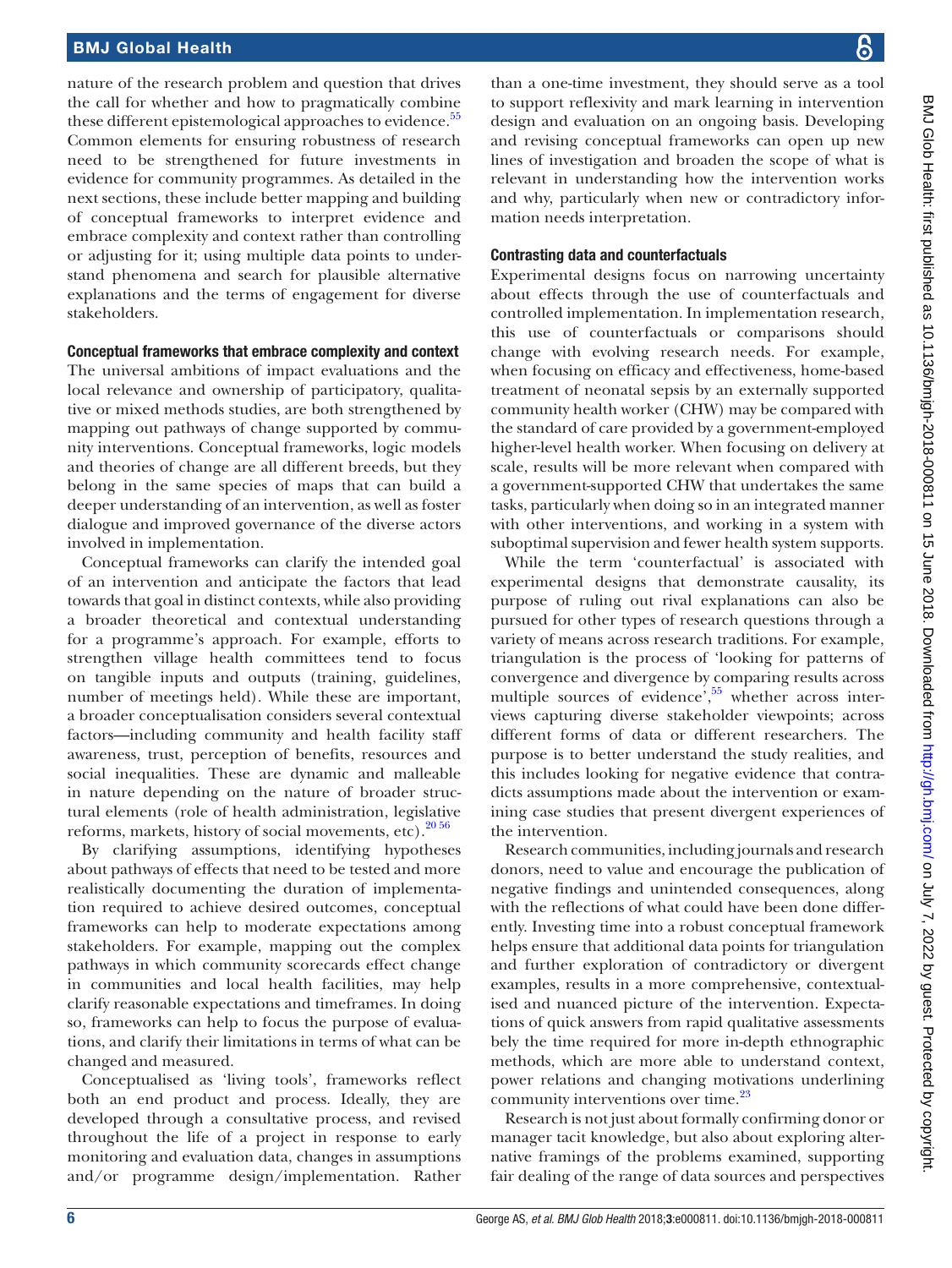nature of the research problem and question that drives the call for whether and how to pragmatically combine these different epistemological approaches to evidence.[55] Common elements for ensuring robustness of research need to be strengthened for future investments in evidence for community programmes. As detailed in the next sections, these include better mapping and building of conceptual frameworks to interpret evidence and embrace complexity and context rather than controlling or adjusting for it; using multiple data points to understand phenomena and search for plausible alternative explanations and the terms of engagement for diverse stakeholders.

### Conceptual frameworks that embrace complexity and context

The universal ambitions of impact evaluations and the local relevance and ownership of participatory, qualitative or mixed methods studies, are both strengthened by mapping out pathways of change supported by community interventions. Conceptual frameworks, logic models and theories of change are all different breeds, but they belong in the same species of maps that can build a deeper understanding of an intervention, as well as foster dialogue and improved governance of the diverse actors involved in implementation.

Conceptual frameworks can clarify the intended goal of an intervention and anticipate the factors that lead towards that goal in distinct contexts, while also providing a broader theoretical and contextual understanding for a programme's approach. For example, efforts to strengthen village health committees tend to focus on tangible inputs and outputs (training, guidelines, number of meetings held). While these are important, a broader conceptualisation considers several contextual factors—including community and health facility staff awareness, trust, perception of benefits, resources and social inequalities. These are dynamic and malleable in nature depending on the nature of broader structural elements (role of health administration, legislative reforms, markets, history of social movements, etc).[20,56]

By clarifying assumptions, identifying hypotheses about pathways of effects that need to be tested and more realistically documenting the duration of implementation required to achieve desired outcomes, conceptual frameworks can help to moderate expectations among stakeholders. For example, mapping out the complex pathways in which community scorecards effect change in communities and local health facilities, may help clarify reasonable expectations and timeframes. In doing so, frameworks can help to focus the purpose of evaluations, and clarify their limitations in terms of what can be changed and measured.

Conceptualised as 'living tools', frameworks reflect both an end product and process. Ideally, they are developed through a consultative process, and revised throughout the life of a project in response to early monitoring and evaluation data, changes in assumptions and/or programme design/implementation. Rather than a one-time investment, they should serve as a tool to support reflexivity and mark learning in intervention design and evaluation on an ongoing basis. Developing and revising conceptual frameworks can open up new lines of investigation and broaden the scope of what is relevant in understanding how the intervention works and why, particularly when new or contradictory information needs interpretation.

### Contrasting data and counterfactuals

Experimental designs focus on narrowing uncertainty about effects through the use of counterfactuals and controlled implementation. In implementation research, this use of counterfactuals or comparisons should change with evolving research needs. For example, when focusing on efficacy and effectiveness, home-based treatment of neonatal sepsis by an externally supported community health worker (CHW) may be compared with the standard of care provided by a government-employed higher-level health worker. When focusing on delivery at scale, results will be more relevant when compared with a government-supported CHW that undertakes the same tasks, particularly when doing so in an integrated manner with other interventions, and working in a system with suboptimal supervision and fewer health system supports.

While the term 'counterfactual' is associated with experimental designs that demonstrate causality, its purpose of ruling out rival explanations can also be pursued for other types of research questions through a variety of means across research traditions. For example, triangulation is the process of 'looking for patterns of convergence and divergence by comparing results across multiple sources of evidence',[55] whether across interviews capturing diverse stakeholder viewpoints; across different forms of data or different researchers. The purpose is to better understand the study realities, and this includes looking for negative evidence that contradicts assumptions made about the intervention or examining case studies that present divergent experiences of the intervention.

Research communities, including journals and research donors, need to value and encourage the publication of negative findings and unintended consequences, along with the reflections of what could have been done differently. Investing time into a robust conceptual framework helps ensure that additional data points for triangulation and further exploration of contradictory or divergent examples, results in a more comprehensive, contextualised and nuanced picture of the intervention. Expectations of quick answers from rapid qualitative assessments bely the time required for more in-depth ethnographic methods, which are more able to understand context, power relations and changing motivations underlining community interventions over time.[23]

Research is not just about formally confirming donor or manager tacit knowledge, but also about exploring alternative framings of the problems examined, supporting fair dealing of the range of data sources and perspectives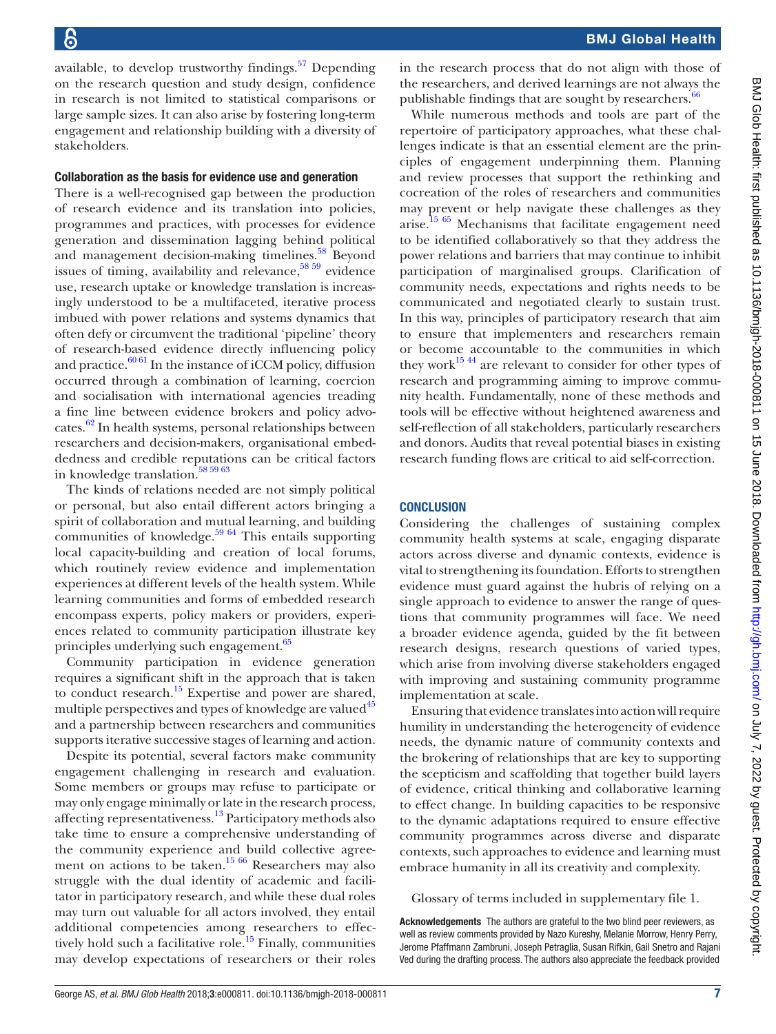available, to develop trustworthy findings.[57] Depending on the research question and study design, confidence in research is not limited to statistical comparisons or large sample sizes. It can also arise by fostering long-term engagement and relationship building with a diversity of stakeholders.

### Collaboration as the basis for evidence use and generation

There is a well-recognised gap between the production of research evidence and its translation into policies, programmes and practices, with processes for evidence generation and dissemination lagging behind political and management decision-making timelines.[58] Beyond issues of timing, availability and relevance,[58 59] evidence use, research uptake or knowledge translation is increasingly understood to be a multifaceted, iterative process imbued with power relations and systems dynamics that often defy or circumvent the traditional 'pipeline' theory of research-based evidence directly influencing policy and practice.[60 61] In the instance of iCCM policy, diffusion occurred through a combination of learning, coercion and socialisation with international agencies treading a fine line between evidence brokers and policy advocates.[62] In health systems, personal relationships between researchers and decision-makers, organisational embeddedness and credible reputations can be critical factors in knowledge translation.[58 59 63]

The kinds of relations needed are not simply political or personal, but also entail different actors bringing a spirit of collaboration and mutual learning, and building communities of knowledge.[59 64] This entails supporting local capacity-building and creation of local forums, which routinely review evidence and implementation experiences at different levels of the health system. While learning communities and forms of embedded research encompass experts, policy makers or providers, experiences related to community participation illustrate key principles underlying such engagement.[65]

Community participation in evidence generation requires a significant shift in the approach that is taken to conduct research.[15] Expertise and power are shared, multiple perspectives and types of knowledge are valued[45] and a partnership between researchers and communities supports iterative successive stages of learning and action.

Despite its potential, several factors make community engagement challenging in research and evaluation. Some members or groups may refuse to participate or may only engage minimally or late in the research process, affecting representativeness.[13] Participatory methods also take time to ensure a comprehensive understanding of the community experience and build collective agreement on actions to be taken.[15 66] Researchers may also struggle with the dual identity of academic and facilitator in participatory research, and while these dual roles may turn out valuable for all actors involved, they entail additional competencies among researchers to effectively hold such a facilitative role.[15] Finally, communities may develop expectations of researchers or their roles in the research process that do not align with those of the researchers, and derived learnings are not always the publishable findings that are sought by researchers.[66]

While numerous methods and tools are part of the repertoire of participatory approaches, what these challenges indicate is that an essential element are the principles of engagement underpinning them. Planning and review processes that support the rethinking and cocreation of the roles of researchers and communities may prevent or help navigate these challenges as they arise.[15 65] Mechanisms that facilitate engagement need to be identified collaboratively so that they address the power relations and barriers that may continue to inhibit participation of marginalised groups. Clarification of community needs, expectations and rights needs to be communicated and negotiated clearly to sustain trust. In this way, principles of participatory research that aim to ensure that implementers and researchers remain or become accountable to the communities in which they work[15 44] are relevant to consider for other types of research and programming aiming to improve community health. Fundamentally, none of these methods and tools will be effective without heightened awareness and self-reflection of all stakeholders, particularly researchers and donors. Audits that reveal potential biases in existing research funding flows are critical to aid self-correction.

## CONCLUSION

Considering the challenges of sustaining complex community health systems at scale, engaging disparate actors across diverse and dynamic contexts, evidence is vital to strengthening its foundation. Efforts to strengthen evidence must guard against the hubris of relying on a single approach to evidence to answer the range of questions that community programmes will face. We need a broader evidence agenda, guided by the fit between research designs, research questions of varied types, which arise from involving diverse stakeholders engaged with improving and sustaining community programme implementation at scale.

Ensuring that evidence translates into action will require humility in understanding the heterogeneity of evidence needs, the dynamic nature of community contexts and the brokering of relationships that are key to supporting the scepticism and scaffolding that together build layers of evidence, critical thinking and collaborative learning to effect change. In building capacities to be responsive to the dynamic adaptations required to ensure effective community programmes across diverse and disparate contexts, such approaches to evidence and learning must embrace humanity in all its creativity and complexity.

Glossary of terms included in supplementary file 1.

**Acknowledgements** The authors are grateful to the two blind peer reviewers, as well as review comments provided by Nazo Kureshy, Melanie Morrow, Henry Perry, Jerome Pfaffmann Zambruni, Joseph Petraglia, Susan Rifkin, Gail Snetro and Rajani Ved during the drafting process. The authors also appreciate the feedback provided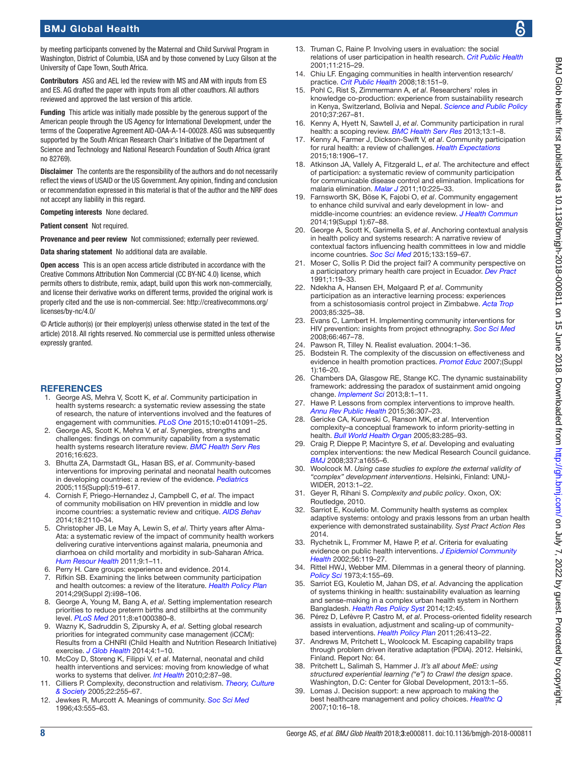by meeting participants convened by the Maternal and Child Survival Program in Washington, District of Columbia, USA and by those convened by Lucy Gilson at the University of Cape Town, South Africa.

**Contributors** ASG and AEL led the review with MS and AM with inputs from ES and ES. AG drafted the paper with inputs from all other coauthors. All authors reviewed and approved the last version of this article.

**Funding** This article was initially made possible by the generous support of the American people through the US Agency for International Development, under the terms of the Cooperative Agreement AID-OAA-A-14-00028. ASG was subsequently supported by the South African Research Chair's Initiative of the Department of Science and Technology and National Research Foundation of South Africa (grant no 82769).

**Disclaimer** The contents are the responsibility of the authors and do not necessarily reflect the views of USAID or the US Government. Any opinion, finding and conclusion or recommendation expressed in this material is that of the author and the NRF does not accept any liability in this regard.

**Competing interests** None declared.

**Patient consent** Not required.

**Provenance and peer review** Not commissioned; externally peer reviewed.

**Data sharing statement** No additional data are available.

**Open access** This is an open access article distributed in accordance with the Creative Commons Attribution Non Commercial (CC BY-NC 4.0) license, which permits others to distribute, remix, adapt, build upon this work non-commercially, and license their derivative works on different terms, provided the original work is properly cited and the use is non-commercial. See: http://creativecommons.org/licenses/by-nc/4.0/

© Article author(s) (or their employer(s) unless otherwise stated in the text of the article) 2018. All rights reserved. No commercial use is permitted unless otherwise expressly granted.

## REFERENCES

1. George AS, Mehra V, Scott K, *et al*. Community participation in health systems research: a systematic review assessing the state of research, the nature of interventions involved and the features of engagement with communities. *PLoS One* 2015;10:e0141091–25.
2. George AS, Scott K, Mehra V, *et al*. Synergies, strengths and challenges: findings on community capability from a systematic health systems research literature review. *BMC Health Serv Res* 2016;16:623.
3. Bhutta ZA, Darmstadt GL, Hasan BS, *et al*. Community-based interventions for improving perinatal and neonatal health outcomes in developing countries: a review of the evidence. *Pediatrics* 2005;115(Suppl):519–617.
4. Cornish F, Priego-Hernandez J, Campbell C, *et al*. The impact of community mobilisation on HIV prevention in middle and low income countries: a systematic review and critique. *AIDS Behav* 2014;18:2110–34.
5. Christopher JB, Le May A, Lewin S, *et al*. Thirty years after Alma-Ata: a systematic review of the impact of community health workers delivering curative interventions against malaria, pneumonia and diarrhoea on child mortality and morbidity in sub-Saharan Africa. *Hum Resour Health* 2011;9:1–11.
6. Perry H. Care groups: experience and evidence. 2014.
7. Rifkin SB. Examining the links between community participation and health outcomes: a review of the literature. *Health Policy Plan* 2014;29(Suppl 2):ii98–106.
8. George A, Young M, Bang A, *et al*. Setting implementation research priorities to reduce preterm births and stillbirths at the community level. *PLoS Med* 2011;8:e1000380–8.
9. Wazny K, Sadruddin S, Zipursky A, *et al*. Setting global research priorities for integrated community case management (iCCM): Results from a CHNRI (Child Health and Nutrition Research Initiative) exercise. *J Glob Health* 2014;4:1–10.
10. McCoy D, Storeng K, Filippi V, *et al*. Maternal, neonatal and child health interventions and services: moving from knowledge of what works to systems that deliver. *Int Health* 2010;2:87–98.
11. Cilliers P. Complexity, deconstruction and relativism. *Theory, Culture & Society* 2005;22:255–67.
12. Jewkes R, Murcott A. Meanings of community. *Soc Sci Med* 1996;43:555–63.
13. Truman C, Raine P. Involving users in evaluation: the social relations of user participation in health research. *Crit Public Health* 2001;11:215–29.
14. Chiu LF. Engaging communities in health intervention research/practice. *Crit Public Health* 2008;18:151–9.
15. Pohl C, Rist S, Zimmermann A, *et al*. Researchers' roles in knowledge co-production: experience from sustainability research in Kenya, Switzerland, Bolivia and Nepal. *Science and Public Policy* 2010;37:267–81.
16. Kenny A, Hyett N, Sawtell J, *et al*. Community participation in rural health: a scoping review. *BMC Health Serv Res* 2013;13:1–8.
17. Kenny A, Farmer J, Dickson-Swift V, *et al*. Community participation for rural health: a review of challenges. *Health Expectations* 2015;18:1906–17.
18. Atkinson JA, Vallely A, Fitzgerald L, *et al*. The architecture and effect of participation: a systematic review of community participation for communicable disease control and elimination. Implications for malaria elimination. *Malar J* 2011;10:225–33.
19. Farnsworth SK, Böse K, Fajobi O, *et al*. Community engagement to enhance child survival and early development in low- and middle-income countries: an evidence review. *J Health Commun* 2014;19(Suppl 1):67–88.
20. George A, Scott K, Garimella S, *et al*. Anchoring contextual analysis in health policy and systems research: A narrative review of contextual factors influencing health committees in low and middle income countries. *Soc Sci Med* 2015;133:159–67.
21. Moser C, Sollis P. Did the project fail? A community perspective on a participatory primary health care project in Ecuador. *Dev Pract* 1991;1:19–33.
22. Ndekha A, Hansen EH, Mølgaard P, *et al*. Community participation as an interactive learning process: experiences from a schistosomiasis control project in Zimbabwe. *Acta Trop* 2003;85:325–38.
23. Evans C, Lambert H. Implementing community interventions for HIV prevention: insights from project ethnography. *Soc Sci Med* 2008;66:467–78.
24. Pawson R, Tilley N. Realist evaluation. 2004:1–36.
25. Bodstein R. The complexity of the discussion on effectiveness and evidence in health promotion practices. *Promot Educ* 2007;(Suppl 1):16–20.
26. Chambers DA, Glasgow RE, Stange KC. The dynamic sustainability framework: addressing the paradox of sustainment amid ongoing change. *Implement Sci* 2013;8:1–11.
27. Hawe P. Lessons from complex interventions to improve health. *Annu Rev Public Health* 2015;36:307–23.
28. Gericke CA, Kurowski C, Ranson MK, *et al*. Intervention complexity–a conceptual framework to inform priority-setting in health. *Bull World Health Organ* 2005;83:285–93.
29. Craig P, Dieppe P, Macintyre S, *et al*. Developing and evaluating complex interventions: the new Medical Research Council guidance. *BMJ* 2008;337:a1655–6.
30. Woolcock M. *Using case studies to explore the external validity of "complex" development interventions*. Helsinki, Finland: UNU-WIDER, 2013:1–22.
31. Geyer R, Rihani S. *Complexity and public policy*. Oxon, OX: Routledge, 2010.
32. Sarriot E, Kouletio M. Community health systems as complex adaptive systems: ontology and praxis lessons from an urban health experience with demonstrated sustainability. *Syst Pract Action Res* 2014.
33. Rychetnik L, Frommer M, Hawe P, *et al*. Criteria for evaluating evidence on public health interventions. *J Epidemiol Community Health* 2002;56:119–27.
34. Rittel HWJ, Webber MM. Dilemmas in a general theory of planning. *Policy Sci* 1973;4:155–69.
35. Sarriot EG, Kouletio M, Jahan DS, *et al*. Advancing the application of systems thinking in health: sustainability evaluation as learning and sense-making in a complex urban health system in Northern Bangladesh. *Health Res Policy Syst* 2014;12:45.
36. Pérez D, Lefèvre P, Castro M, *et al*. Process-oriented fidelity research assists in evaluation, adjustment and scaling-up of community-based interventions. *Health Policy Plan* 2011;26:413–22.
37. Andrews M, Pritchett L, Woolcock M. Escaping capability traps through problem driven iterative adaptation (PDIA). 2012. Helsinki, Finland. Report No: 64.
38. Pritchett L, Salimah S, Hammer J. *It's all about MeE: using structured experiential learning ("e") to Crawl the design space*. Washington, D.C: Center for Global Development, 2013:1–55.
39. Lomas J. Decision support: a new approach to making the best healthcare management and policy choices. *Healthc Q* 2007;10:16–18.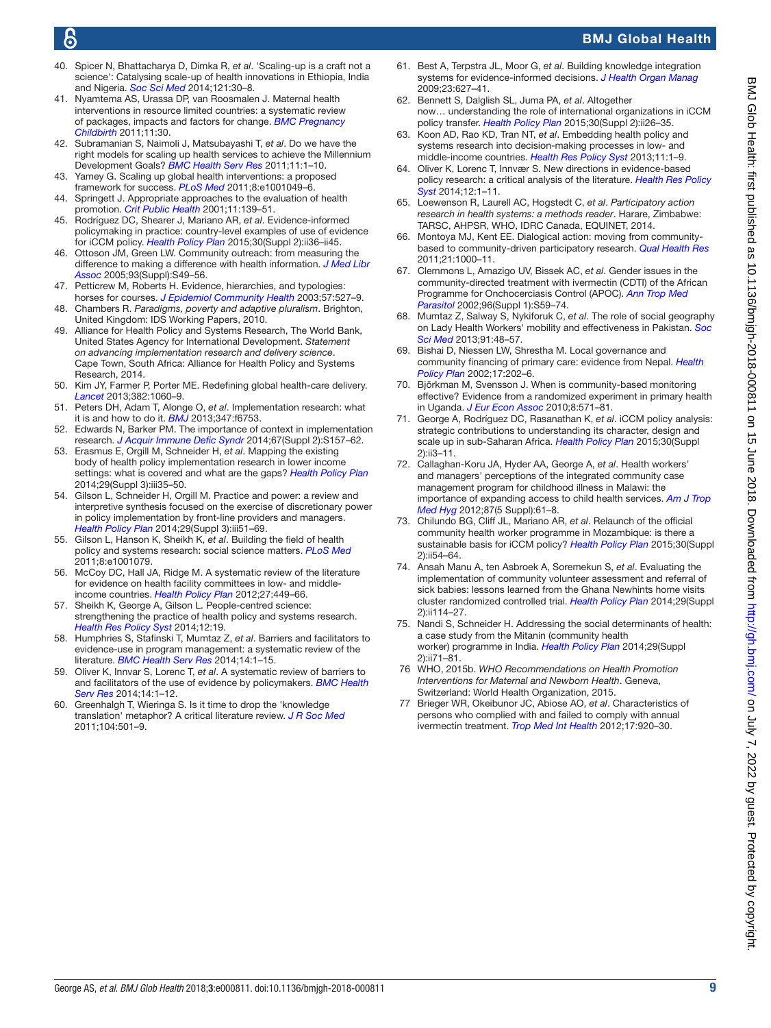40. Spicer N, Bhattacharya D, Dimka R, *et al*. 'Scaling-up is a craft not a science': Catalysing scale-up of health innovations in Ethiopia, India and Nigeria. *Soc Sci Med* 2014;121:30–8.
41. Nyamtema AS, Urassa DP, van Roosmalen J. Maternal health interventions in resource limited countries: a systematic review of packages, impacts and factors for change. *BMC Pregnancy Childbirth* 2011;11:30.
42. Subramanian S, Naimoli J, Matsubayashi T, *et al*. Do we have the right models for scaling up health services to achieve the Millennium Development Goals? *BMC Health Serv Res* 2011;11:1–10.
43. Yamey G. Scaling up global health interventions: a proposed framework for success. *PLoS Med* 2011;8:e1001049–6.
44. Springett J. Appropriate approaches to the evaluation of health promotion. *Crit Public Health* 2001;11:139–51.
45. Rodríguez DC, Shearer J, Mariano AR, *et al*. Evidence-informed policymaking in practice: country-level examples of use of evidence for iCCM policy. *Health Policy Plan* 2015;30(Suppl 2):ii36–ii45.
46. Ottoson JM, Green LW. Community outreach: from measuring the difference to making a difference with health information. *J Med Libr Assoc* 2005;93(Suppl):S49–56.
47. Petticrew M, Roberts H. Evidence, hierarchies, and typologies: horses for courses. *J Epidemiol Community Health* 2003;57:527–9.
48. Chambers R. *Paradigms, poverty and adaptive pluralism*. Brighton, United Kingdom: IDS Working Papers, 2010.
49. Alliance for Health Policy and Systems Research, The World Bank, United States Agency for International Development. *Statement on advancing implementation research and delivery science*. Cape Town, South Africa: Alliance for Health Policy and Systems Research, 2014.
50. Kim JY, Farmer P, Porter ME. Redefining global health-care delivery. *Lancet* 2013;382:1060–9.
51. Peters DH, Adam T, Alonge O, *et al*. Implementation research: what it is and how to do it. *BMJ* 2013;347:f6753.
52. Edwards N, Barker PM. The importance of context in implementation research. *J Acquir Immune Defic Syndr* 2014;67(Suppl 2):S157–62.
53. Erasmus E, Orgill M, Schneider H, *et al*. Mapping the existing body of health policy implementation research in lower income settings: what is covered and what are the gaps? *Health Policy Plan* 2014;29(Suppl 3):iii35–50.
54. Gilson L, Schneider H, Orgill M. Practice and power: a review and interpretive synthesis focused on the exercise of discretionary power in policy implementation by front-line providers and managers. *Health Policy Plan* 2014;29(Suppl 3):iii51–69.
55. Gilson L, Hanson K, Sheikh K, *et al*. Building the field of health policy and systems research: social science matters. *PLoS Med* 2011;8:e1001079.
56. McCoy DC, Hall JA, Ridge M. A systematic review of the literature for evidence on health facility committees in low- and middle-income countries. *Health Policy Plan* 2012;27:449–66.
57. Sheikh K, George A, Gilson L. People-centred science: strengthening the practice of health policy and systems research. *Health Res Policy Syst* 2014;12:19.
58. Humphries S, Stafinski T, Mumtaz Z, *et al*. Barriers and facilitators to evidence-use in program management: a systematic review of the literature. *BMC Health Serv Res* 2014;14:1–15.
59. Oliver K, Innvar S, Lorenc T, *et al*. A systematic review of barriers to and facilitators of the use of evidence by policymakers. *BMC Health Serv Res* 2014;14:1–12.
60. Greenhalgh T, Wieringa S. Is it time to drop the 'knowledge translation' metaphor? A critical literature review. *J R Soc Med* 2011;104:501–9.
61. Best A, Terpstra JL, Moor G, *et al*. Building knowledge integration systems for evidence-informed decisions. *J Health Organ Manag* 2009;23:627–41.
62. Bennett S, Dalglish SL, Juma PA, *et al*. Altogether now… understanding the role of international organizations in iCCM policy transfer. *Health Policy Plan* 2015;30(Suppl 2):ii26–35.
63. Koon AD, Rao KD, Tran NT, *et al*. Embedding health policy and systems research into decision-making processes in low- and middle-income countries. *Health Res Policy Syst* 2013;11:1–9.
64. Oliver K, Lorenc T, Innvær S. New directions in evidence-based policy research: a critical analysis of the literature. *Health Res Policy Syst* 2014;12:1–11.
65. Loewenson R, Laurell AC, Hogstedt C, *et al*. *Participatory action research in health systems: a methods reader*. Harare, Zimbabwe: TARSC, AHPSR, WHO, IDRC Canada, EQUINET, 2014.
66. Montoya MJ, Kent EE. Dialogical action: moving from community-based to community-driven participatory research. *Qual Health Res* 2011;21:1000–11.
67. Clemmons L, Amazigo UV, Bissek AC, *et al*. Gender issues in the community-directed treatment with ivermectin (CDTI) of the African Programme for Onchocerciasis Control (APOC). *Ann Trop Med Parasitol* 2002;96(Suppl 1):S59–74.
68. Mumtaz Z, Salway S, Nykiforuk C, *et al*. The role of social geography on Lady Health Workers' mobility and effectiveness in Pakistan. *Soc Sci Med* 2013;91:48–57.
69. Bishai D, Niessen LW, Shrestha M. Local governance and community financing of primary care: evidence from Nepal. *Health Policy Plan* 2002;17:202–6.
70. Björkman M, Svensson J. When is community-based monitoring effective? Evidence from a randomized experiment in primary health in Uganda. *J Eur Econ Assoc* 2010;8:571–81.
71. George A, Rodríguez DC, Rasanathan K, *et al*. iCCM policy analysis: strategic contributions to understanding its character, design and scale up in sub-Saharan Africa. *Health Policy Plan* 2015;30(Suppl 2):ii3–11.
72. Callaghan-Koru JA, Hyder AA, George A, *et al*. Health workers' and managers' perceptions of the integrated community case management program for childhood illness in Malawi: the importance of expanding access to child health services. *Am J Trop Med Hyg* 2012;87(5 Suppl):61–8.
73. Chilundo BG, Cliff JL, Mariano AR, *et al*. Relaunch of the official community health worker programme in Mozambique: is there a sustainable basis for iCCM policy? *Health Policy Plan* 2015;30(Suppl 2):ii54–64.
74. Ansah Manu A, ten Asbroek A, Soremekun S, *et al*. Evaluating the implementation of community volunteer assessment and referral of sick babies: lessons learned from the Ghana Newhints home visits cluster randomized controlled trial. *Health Policy Plan* 2014;29(Suppl 2):ii114–27.
75. Nandi S, Schneider H. Addressing the social determinants of health: a case study from the Mitanin (community health worker) programme in India. *Health Policy Plan* 2014;29(Suppl 2):ii71–81.
76. WHO, 2015b. *WHO Recommendations on Health Promotion Interventions for Maternal and Newborn Health*. Geneva, Switzerland: World Health Organization, 2015.
77. Brieger WR, Okeibunor JC, Abiose AO, *et al*. Characteristics of persons who complied with and failed to comply with annual ivermectin treatment. *Trop Med Int Health* 2012;17:920–30.